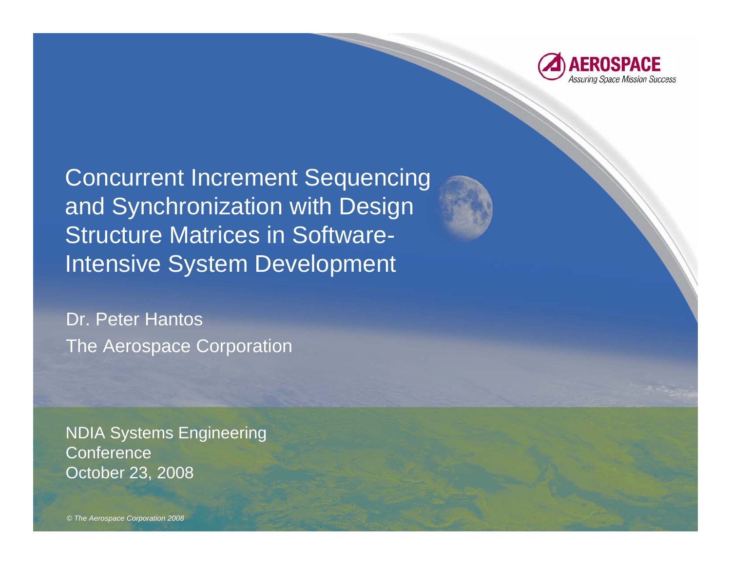AEROSPACE

*Assuring Space Mission Success*

# Concurrent Increment Sequencing and Synchronization with Design Structure Matrices in Software-Intensive System Development

Dr. Peter Hantos

The Aerospace Corporation

NDIA Systems Engineering Conference

October 23, 2008

*© The Aerospace Corporation 2008*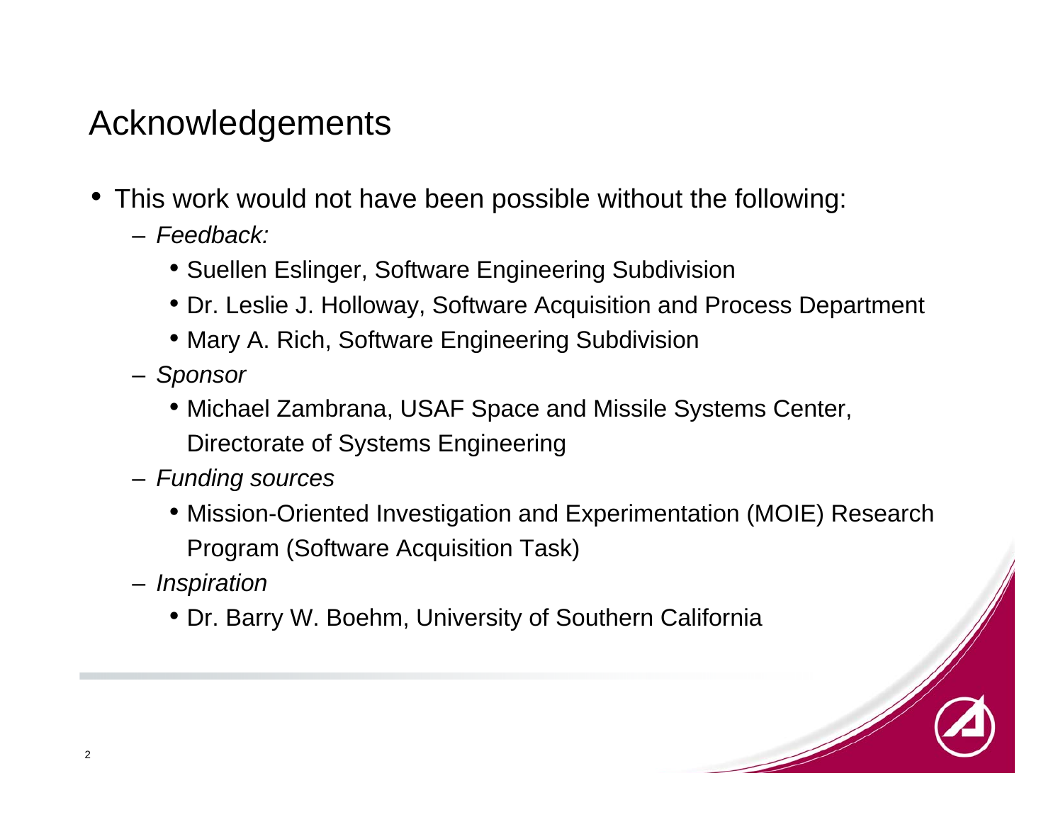# Acknowledgements

- This work would not have been possible without the following:
  - *Feedback:*
    - Suellen Eslinger, Software Engineering Subdivision
    - Dr. Leslie J. Holloway, Software Acquisition and Process Department
    - Mary A. Rich, Software Engineering Subdivision
  - *Sponsor*
    - Michael Zambrana, USAF Space and Missile Systems Center, Directorate of Systems Engineering
  - *Funding sources*
    - Mission-Oriented Investigation and Experimentation (MOIE) Research Program (Software Acquisition Task)
  - *Inspiration*
    - Dr. Barry W. Boehm, University of Southern California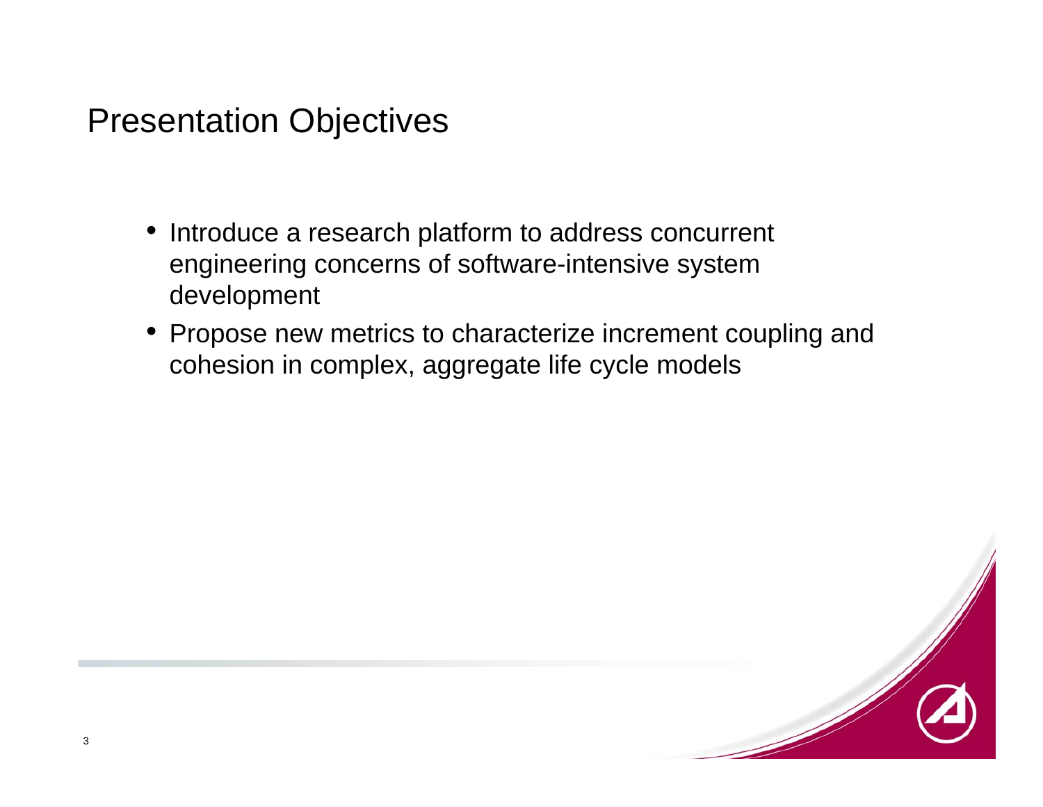# Presentation Objectives

- Introduce a research platform to address concurrent engineering concerns of software-intensive system development
- Propose new metrics to characterize increment coupling and cohesion in complex, aggregate life cycle models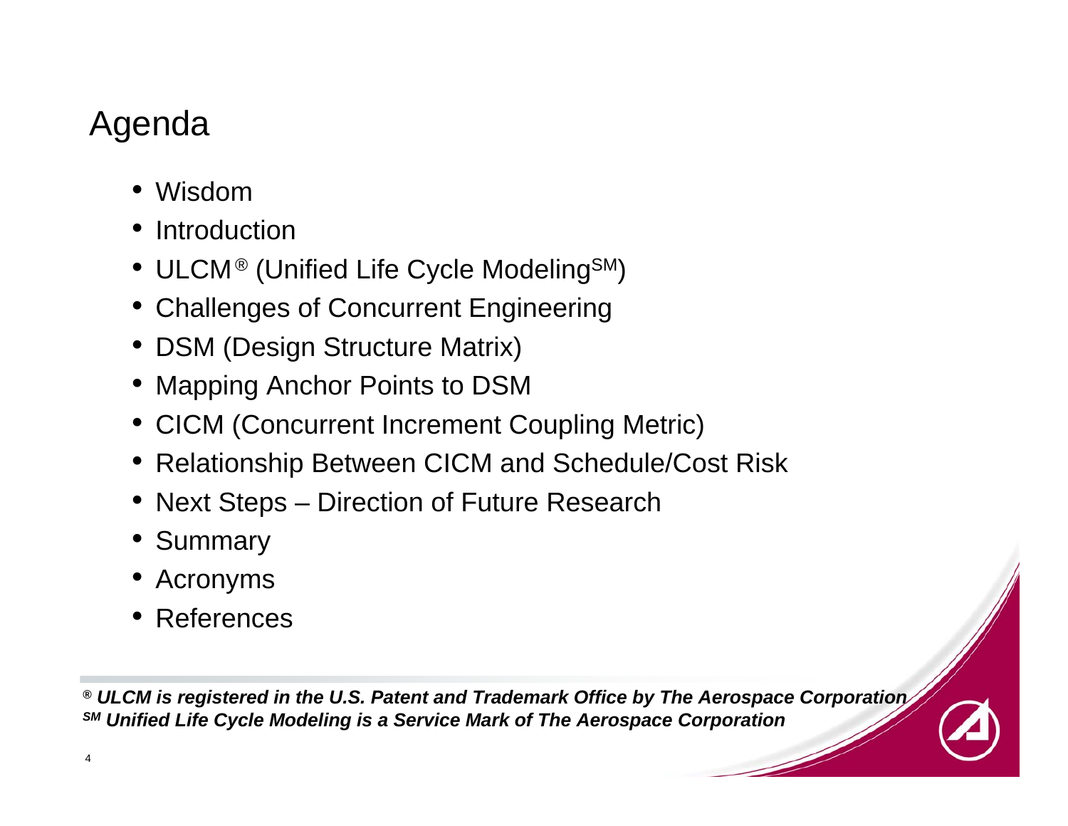# Agenda

- Wisdom
- Introduction
- ULCM® (Unified Life Cycle Modeling℠)
- Challenges of Concurrent Engineering
- DSM (Design Structure Matrix)
- Mapping Anchor Points to DSM
- CICM (Concurrent Increment Coupling Metric)
- Relationship Between CICM and Schedule/Cost Risk
- Next Steps – Direction of Future Research
- Summary
- Acronyms
- References

***® ULCM is registered in the U.S. Patent and Trademark Office by The Aerospace Corporation***
***℠ Unified Life Cycle Modeling is a Service Mark of The Aerospace Corporation***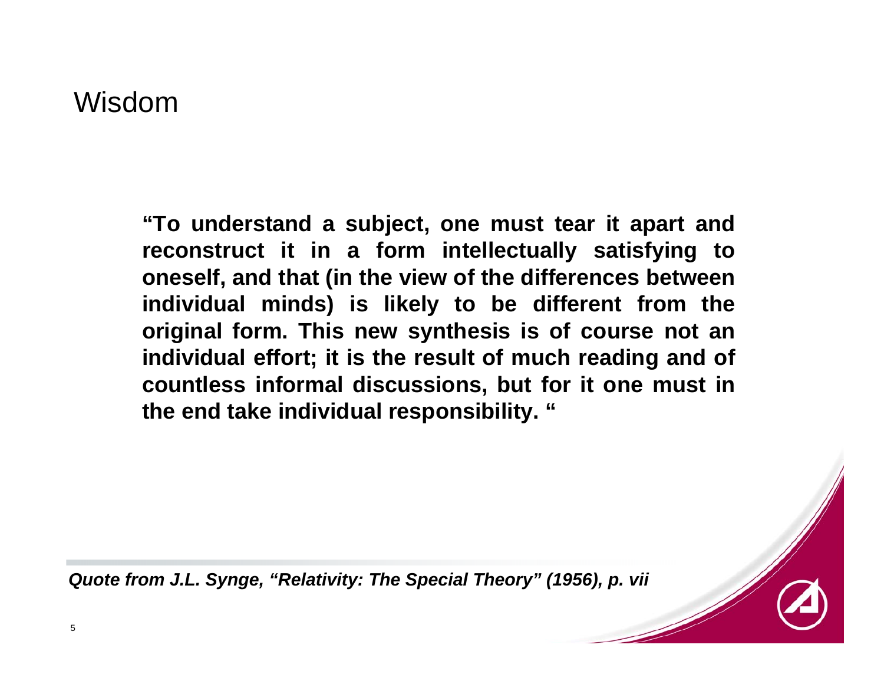# Wisdom

**"To understand a subject, one must tear it apart and reconstruct it in a form intellectually satisfying to oneself, and that (in the view of the differences between individual minds) is likely to be different from the original form. This new synthesis is of course not an individual effort; it is the result of much reading and of countless informal discussions, but for it one must in the end take individual responsibility. "**

***Quote from J.L. Synge, "Relativity: The Special Theory" (1956), p. vii***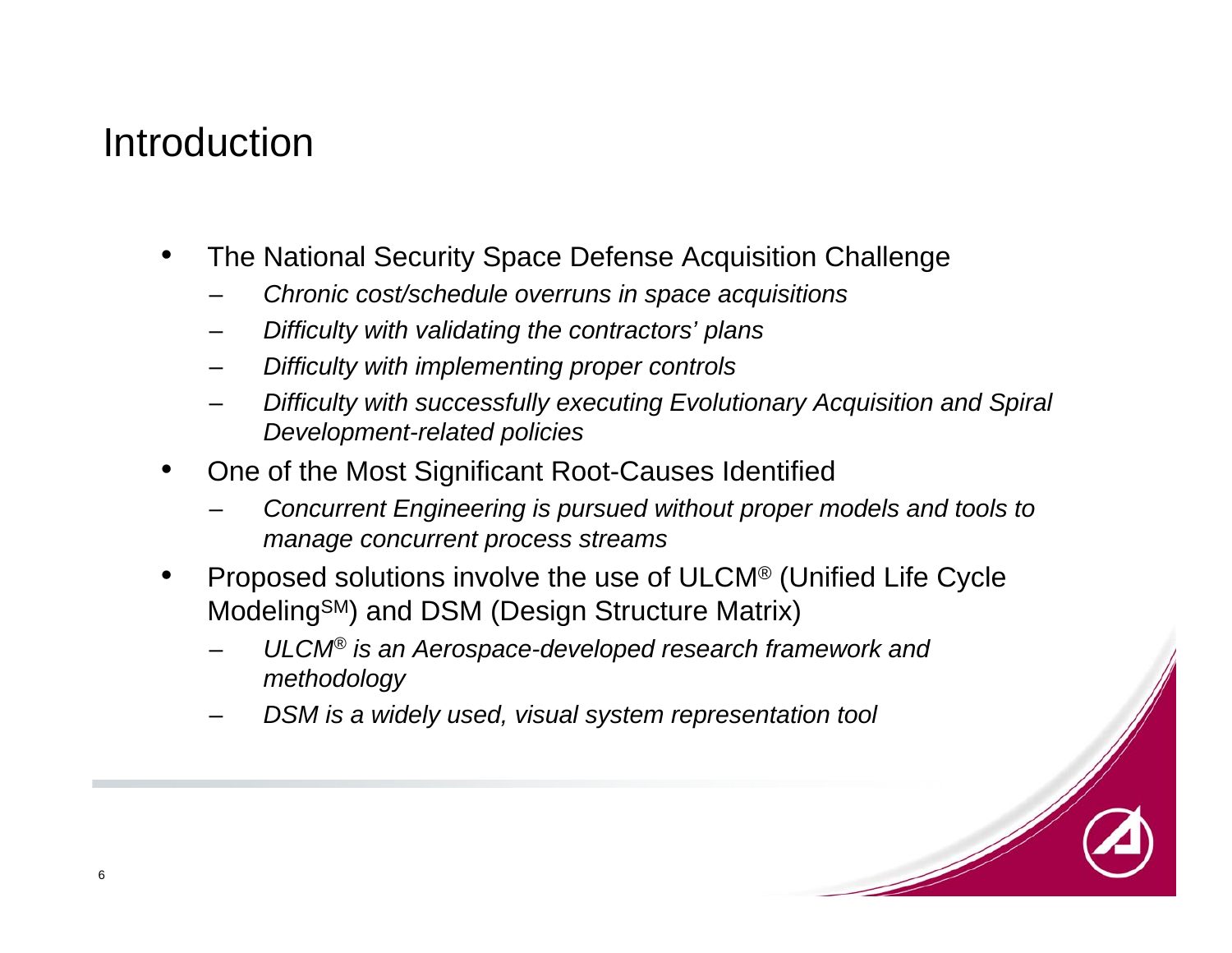# Introduction

- The National Security Space Defense Acquisition Challenge
  - *Chronic cost/schedule overruns in space acquisitions*
  - *Difficulty with validating the contractors' plans*
  - *Difficulty with implementing proper controls*
  - *Difficulty with successfully executing Evolutionary Acquisition and Spiral Development-related policies*
- One of the Most Significant Root-Causes Identified
  - *Concurrent Engineering is pursued without proper models and tools to manage concurrent process streams*
- Proposed solutions involve the use of ULCM® (Unified Life Cycle Modeling℠) and DSM (Design Structure Matrix)
  - *ULCM® is an Aerospace-developed research framework and methodology*
  - *DSM is a widely used, visual system representation tool*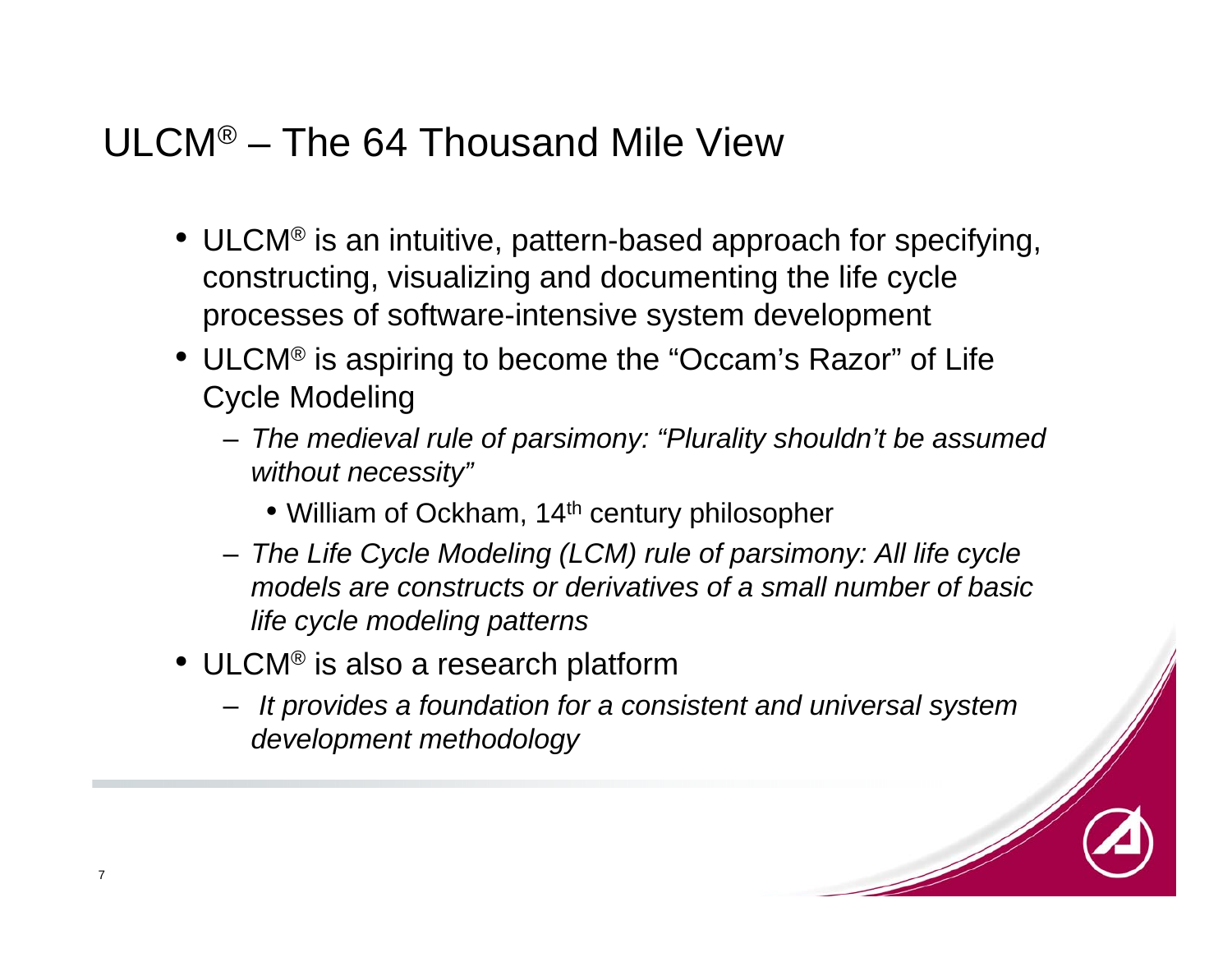# ULCM® – The 64 Thousand Mile View

- ULCM® is an intuitive, pattern-based approach for specifying, constructing, visualizing and documenting the life cycle processes of software-intensive system development
- ULCM® is aspiring to become the "Occam's Razor" of Life Cycle Modeling
  - *The medieval rule of parsimony: "Plurality shouldn't be assumed without necessity"*
    - William of Ockham, 14th century philosopher
  - *The Life Cycle Modeling (LCM) rule of parsimony: All life cycle models are constructs or derivatives of a small number of basic life cycle modeling patterns*
- ULCM® is also a research platform
  - *It provides a foundation for a consistent and universal system development methodology*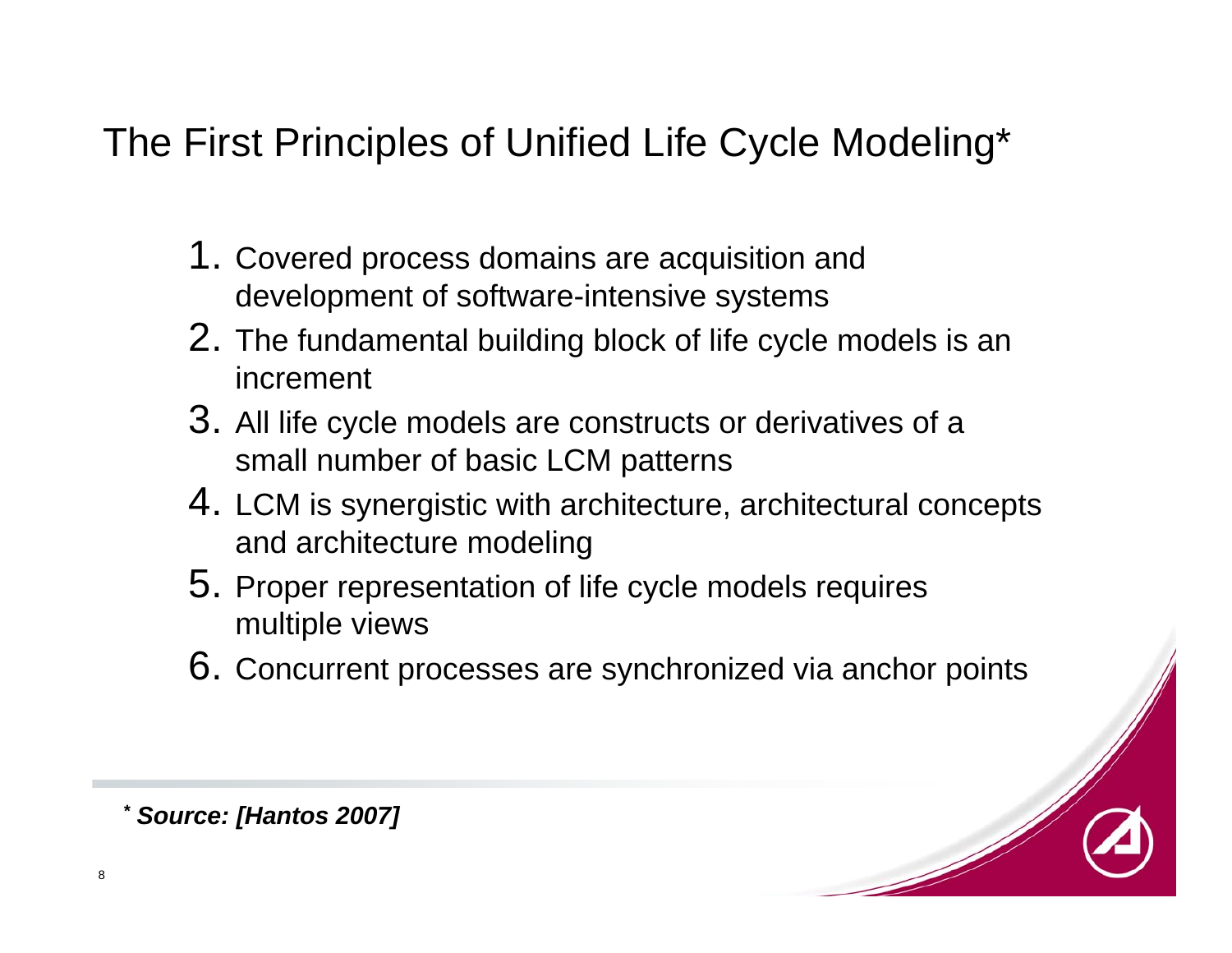# The First Principles of Unified Life Cycle Modeling*

1. Covered process domains are acquisition and development of software-intensive systems
2. The fundamental building block of life cycle models is an increment
3. All life cycle models are constructs or derivatives of a small number of basic LCM patterns
4. LCM is synergistic with architecture, architectural concepts and architecture modeling
5. Proper representation of life cycle models requires multiple views
6. Concurrent processes are synchronized via anchor points

*\* Source: [Hantos 2007]*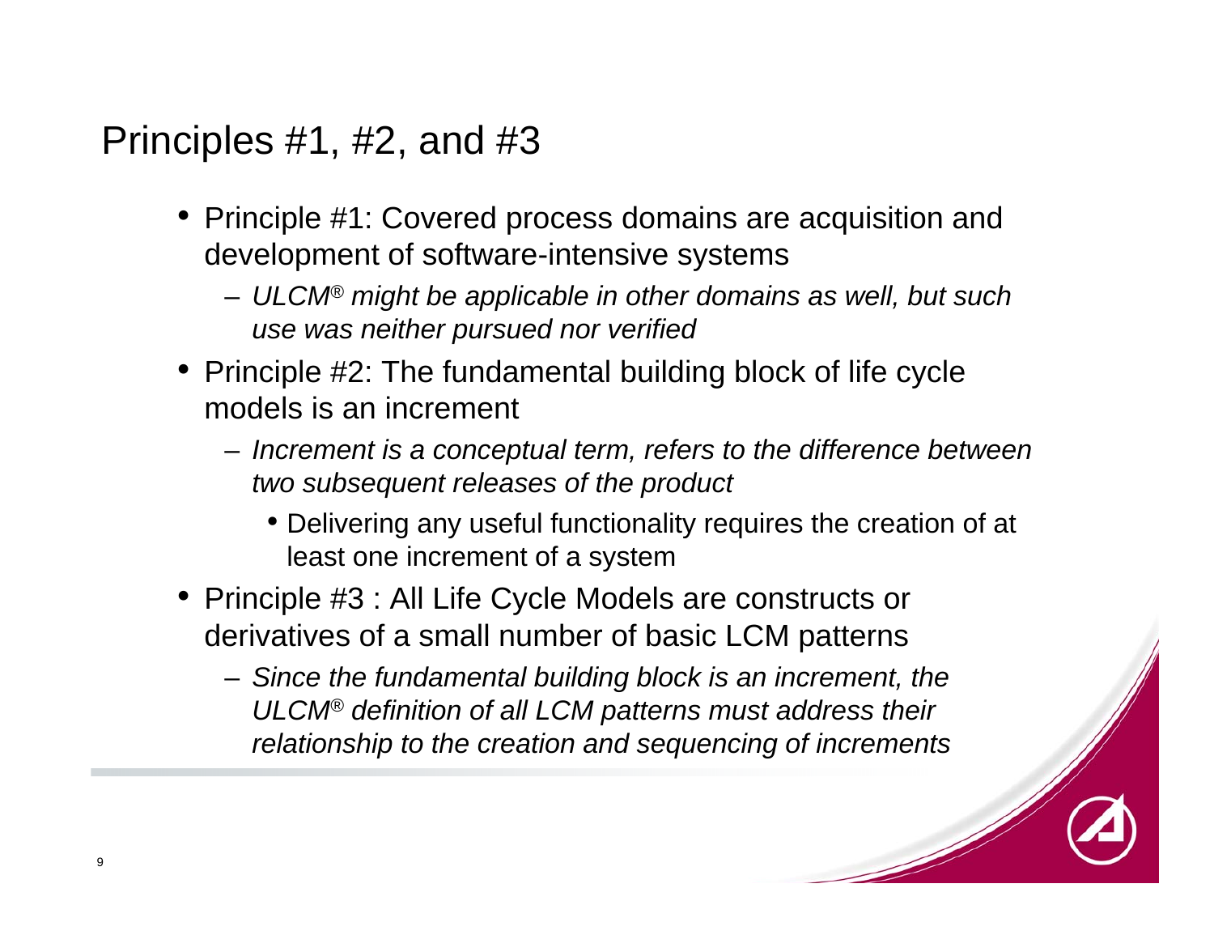# Principles #1, #2, and #3

- Principle #1: Covered process domains are acquisition and development of software-intensive systems
  - *ULCM® might be applicable in other domains as well, but such use was neither pursued nor verified*
- Principle #2: The fundamental building block of life cycle models is an increment
  - *Increment is a conceptual term, refers to the difference between two subsequent releases of the product*
    - Delivering any useful functionality requires the creation of at least one increment of a system
- Principle #3 : All Life Cycle Models are constructs or derivatives of a small number of basic LCM patterns
  - *Since the fundamental building block is an increment, the ULCM® definition of all LCM patterns must address their relationship to the creation and sequencing of increments*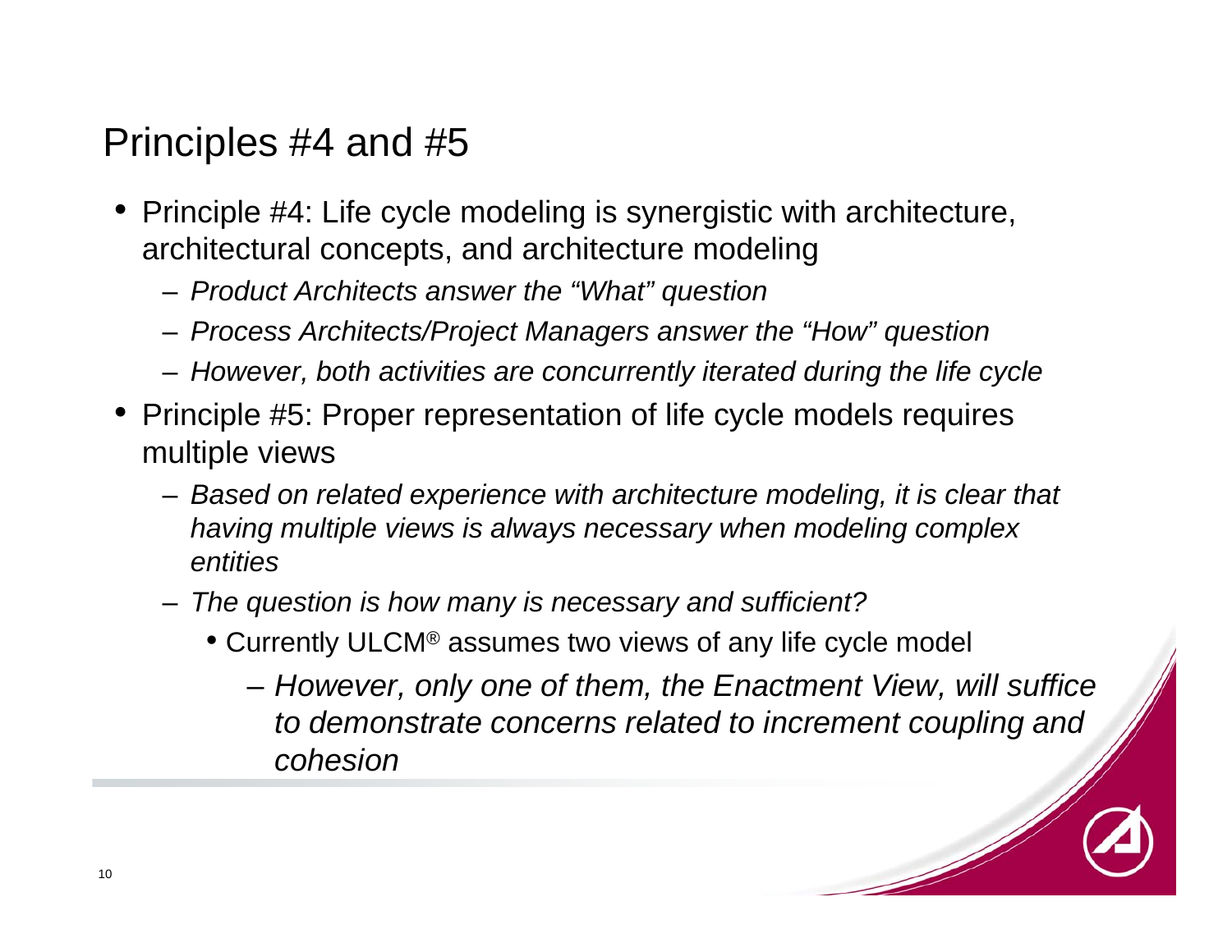# Principles #4 and #5

- Principle #4: Life cycle modeling is synergistic with architecture, architectural concepts, and architecture modeling
  - *Product Architects answer the "What" question*
  - *Process Architects/Project Managers answer the "How" question*
  - *However, both activities are concurrently iterated during the life cycle*
- Principle #5: Proper representation of life cycle models requires multiple views
  - *Based on related experience with architecture modeling, it is clear that having multiple views is always necessary when modeling complex entities*
  - *The question is how many is necessary and sufficient?*
    - Currently ULCM® assumes two views of any life cycle model
      - *However, only one of them, the Enactment View, will suffice to demonstrate concerns related to increment coupling and cohesion*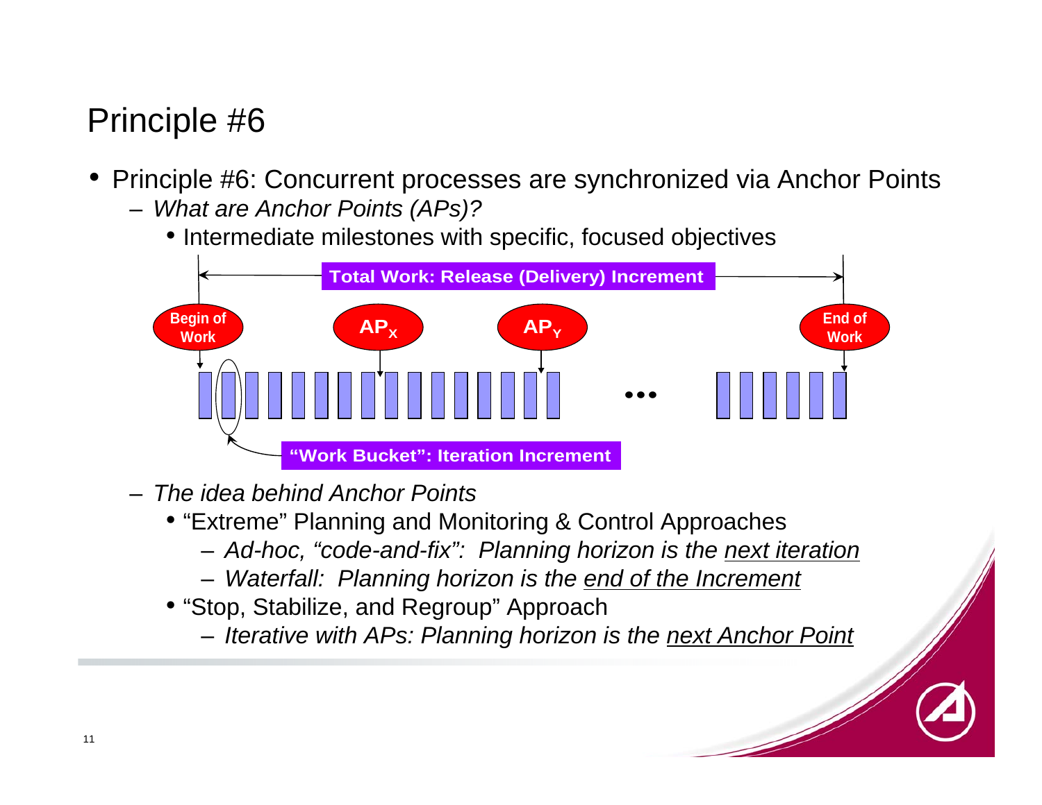# Principle #6

- Principle #6: Concurrent processes are synchronized via Anchor Points
  - *What are Anchor Points (APs)?*
    - Intermediate milestones with specific, focused objectives

Total Work: Release (Delivery) Increment

Begin of Work — $AP_X$ — $AP_Y$ — ... — End of Work

"Work Bucket": Iteration Increment

  - *The idea behind Anchor Points*
    - "Extreme" Planning and Monitoring & Control Approaches
      - *Ad-hoc, "code-and-fix": Planning horizon is the <u>next iteration</u>*
      - *Waterfall: Planning horizon is the <u>end of the Increment</u>*
    - "Stop, Stabilize, and Regroup" Approach
      - *Iterative with APs: Planning horizon is the <u>next Anchor Point</u>*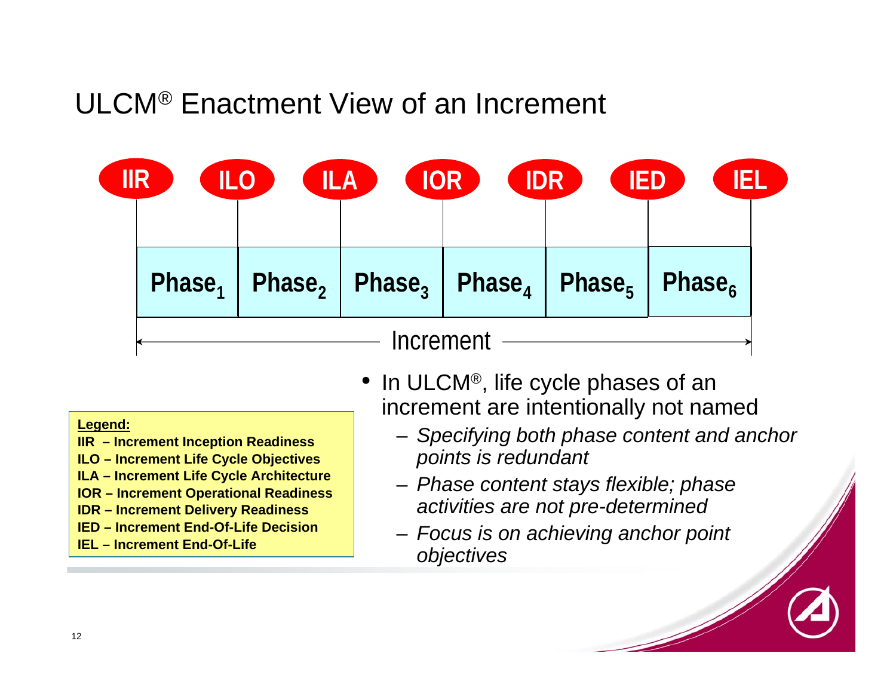# ULCM® Enactment View of an Increment

IIR | ILO | ILA | IOR | IDR | IED | IEL

| $Phase_1$ | $Phase_2$ | $Phase_3$ | $Phase_4$ | $Phase_5$ | $Phase_6$ |
|---|---|---|---|---|---|

← Increment →

**Legend:**

**IIR – Increment Inception Readiness**
**ILO – Increment Life Cycle Objectives**
**ILA – Increment Life Cycle Architecture**
**IOR – Increment Operational Readiness**
**IDR – Increment Delivery Readiness**
**IED – Increment End-Of-Life Decision**
**IEL – Increment End-Of-Life**

- In ULCM®, life cycle phases of an increment are intentionally not named
  - *Specifying both phase content and anchor points is redundant*
  - *Phase content stays flexible; phase activities are not pre-determined*
  - *Focus is on achieving anchor point objectives*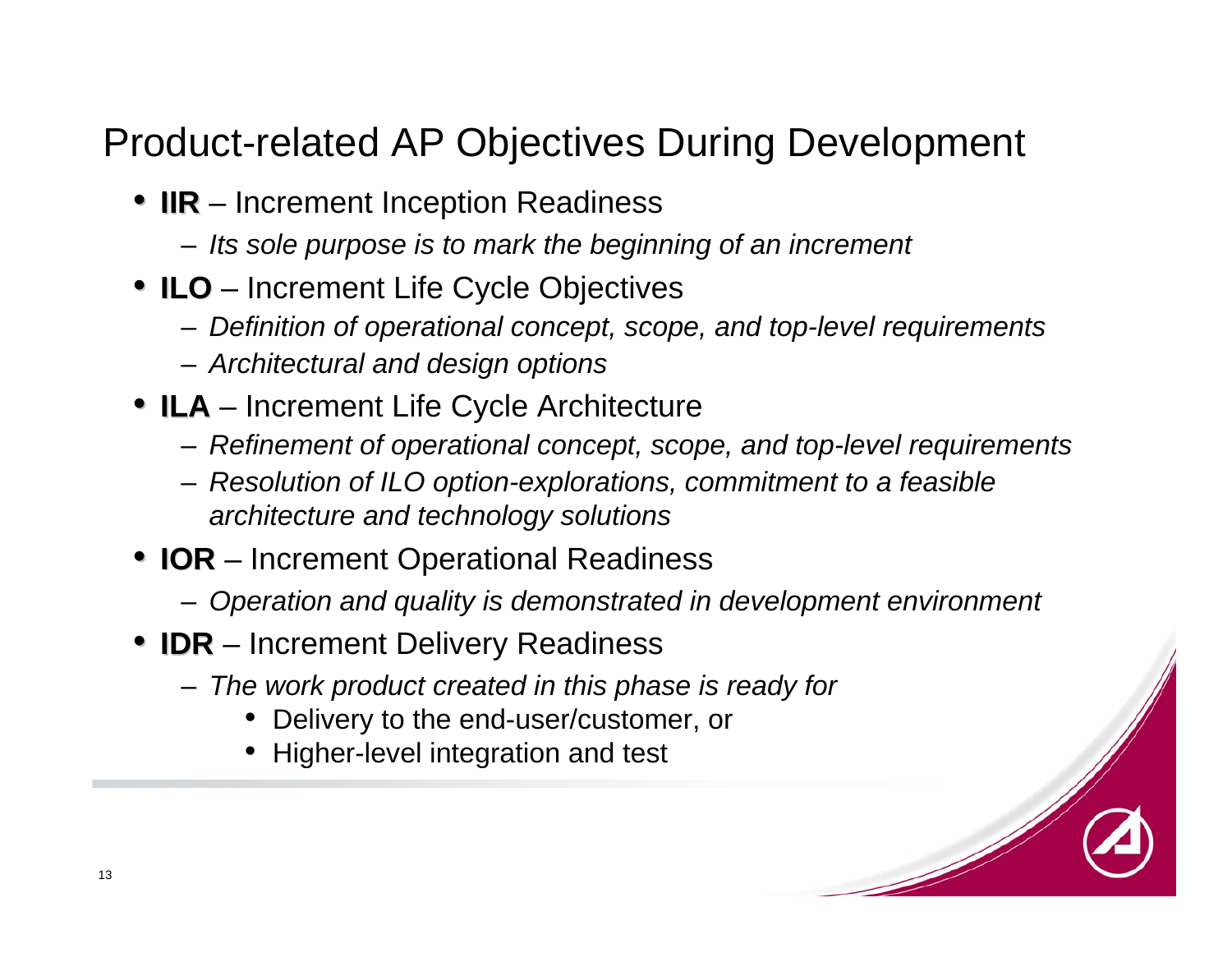# Product-related AP Objectives During Development

- **IIR** – Increment Inception Readiness
  - *Its sole purpose is to mark the beginning of an increment*
- **ILO** – Increment Life Cycle Objectives
  - *Definition of operational concept, scope, and top-level requirements*
  - *Architectural and design options*
- **ILA** – Increment Life Cycle Architecture
  - *Refinement of operational concept, scope, and top-level requirements*
  - *Resolution of ILO option-explorations, commitment to a feasible architecture and technology solutions*
- **IOR** – Increment Operational Readiness
  - *Operation and quality is demonstrated in development environment*
- **IDR** – Increment Delivery Readiness
  - *The work product created in this phase is ready for*
    - Delivery to the end-user/customer, or
    - Higher-level integration and test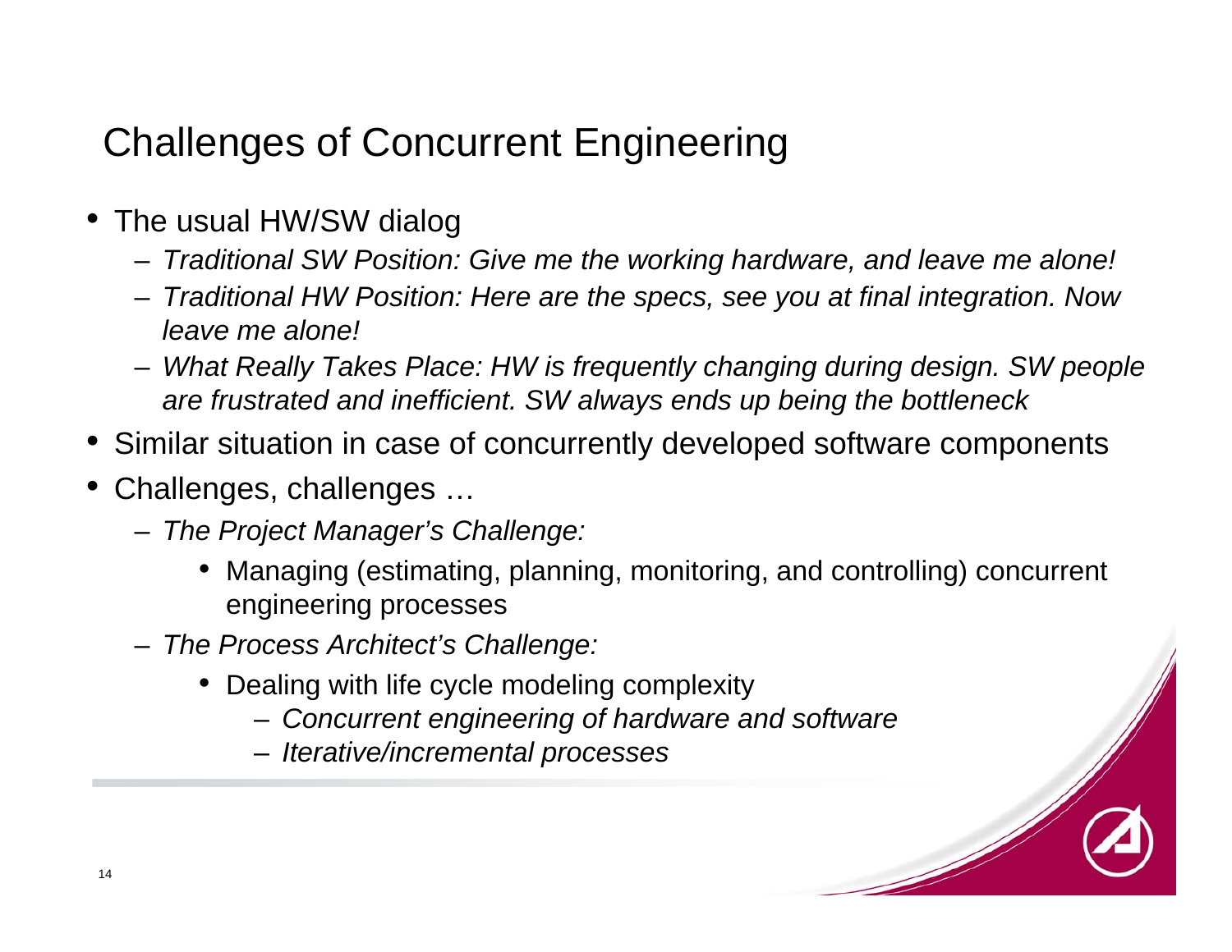# Challenges of Concurrent Engineering

- The usual HW/SW dialog
  - *Traditional SW Position: Give me the working hardware, and leave me alone!*
  - *Traditional HW Position: Here are the specs, see you at final integration. Now leave me alone!*
  - *What Really Takes Place: HW is frequently changing during design. SW people are frustrated and inefficient. SW always ends up being the bottleneck*
- Similar situation in case of concurrently developed software components
- Challenges, challenges …
  - *The Project Manager's Challenge:*
    - Managing (estimating, planning, monitoring, and controlling) concurrent engineering processes
  - *The Process Architect's Challenge:*
    - Dealing with life cycle modeling complexity
      - *Concurrent engineering of hardware and software*
      - *Iterative/incremental processes*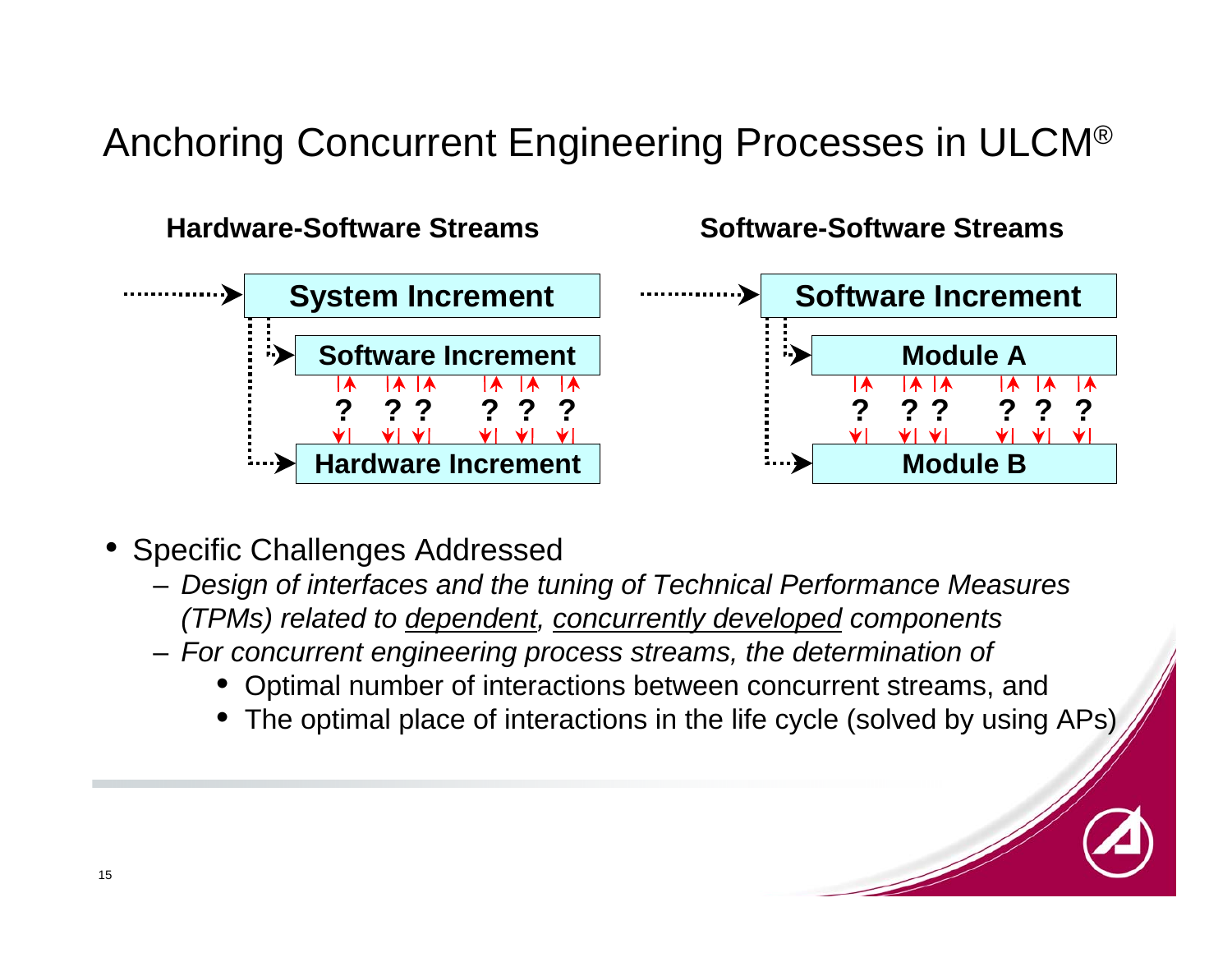# Anchoring Concurrent Engineering Processes in ULCM®

**Hardware-Software Streams**

**System Increment**

**Software Increment**

? ? ? ? ? ?

**Hardware Increment**

**Software-Software Streams**

**Software Increment**

**Module A**

? ? ? ? ? ?

**Module B**

- Specific Challenges Addressed
  - *Design of interfaces and the tuning of Technical Performance Measures (TPMs) related to dependent, concurrently developed components*
  - *For concurrent engineering process streams, the determination of*
    - Optimal number of interactions between concurrent streams, and
    - The optimal place of interactions in the life cycle (solved by using APs)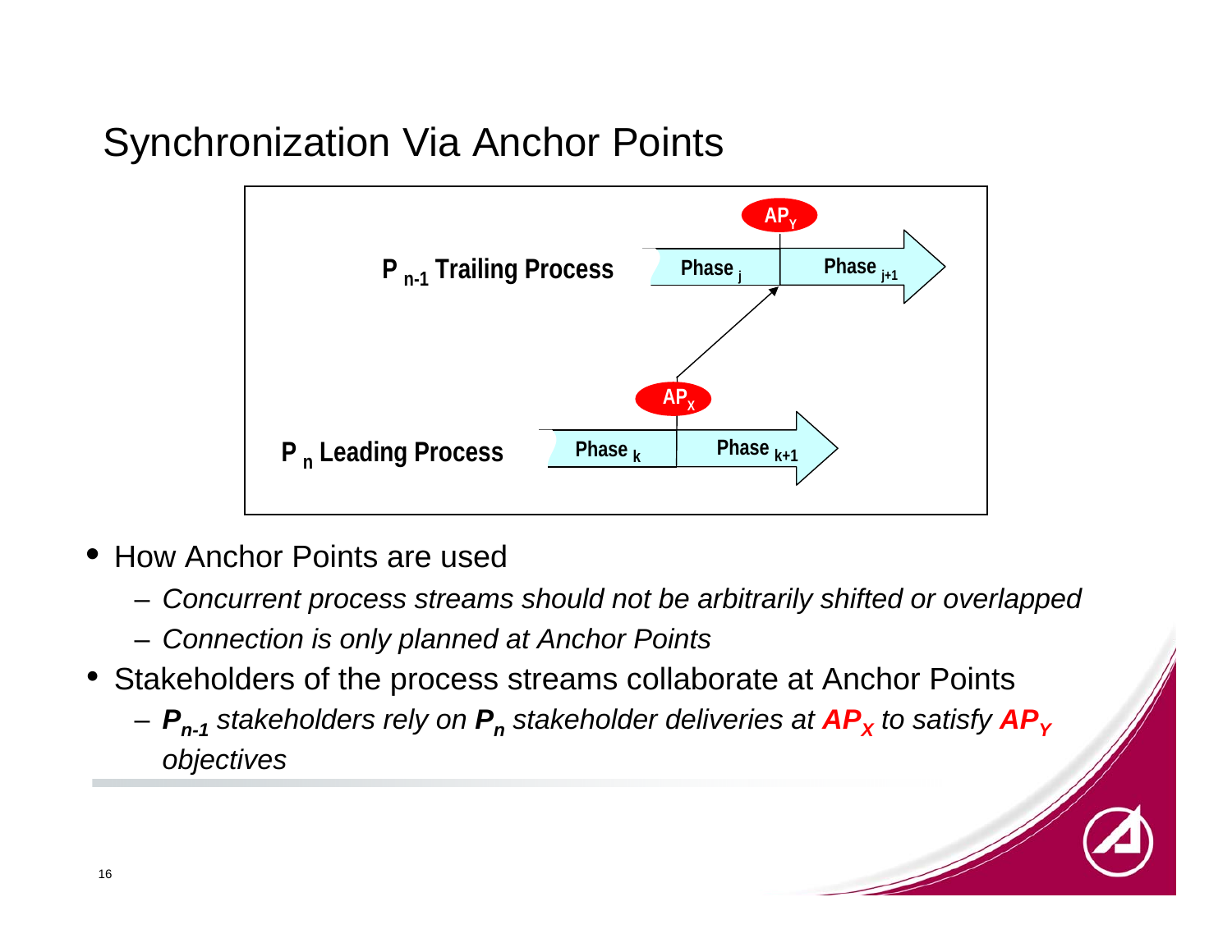# Synchronization Via Anchor Points

$P_{n-1}$ Trailing Process — Phase $_j$ | $AP_Y$ | Phase $_{j+1}$

$P_n$ Leading Process — Phase $_k$ | $AP_X$ | Phase $_{k+1}$

- How Anchor Points are used
  - *Concurrent process streams should not be arbitrarily shifted or overlapped*
  - *Connection is only planned at Anchor Points*
- Stakeholders of the process streams collaborate at Anchor Points
  - ***$P_{n-1}$** stakeholders rely on **$P_n$** stakeholder deliveries at **$AP_X$** to satisfy **$AP_Y$** objectives*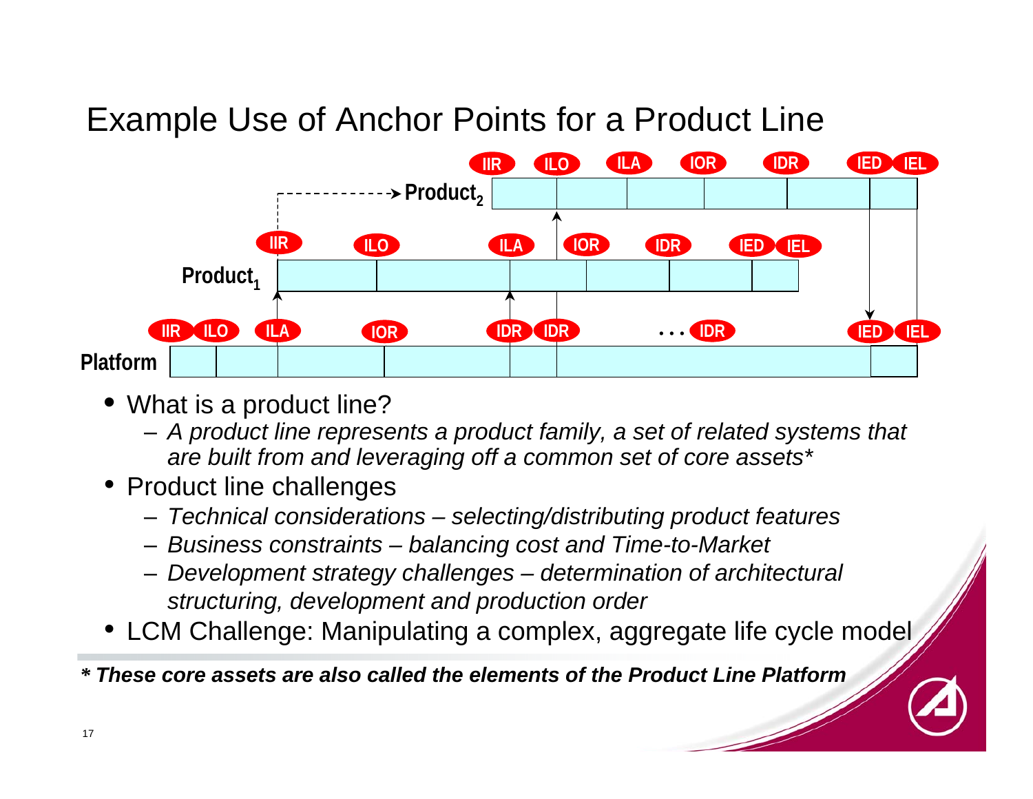# Example Use of Anchor Points for a Product Line

- What is a product line?
  - *A product line represents a product family, a set of related systems that are built from and leveraging off a common set of core assets**
- Product line challenges
  - *Technical considerations – selecting/distributing product features*
  - *Business constraints – balancing cost and Time-to-Market*
  - *Development strategy challenges – determination of architectural structuring, development and production order*
- LCM Challenge: Manipulating a complex, aggregate life cycle model

***\* These core assets are also called the elements of the Product Line Platform***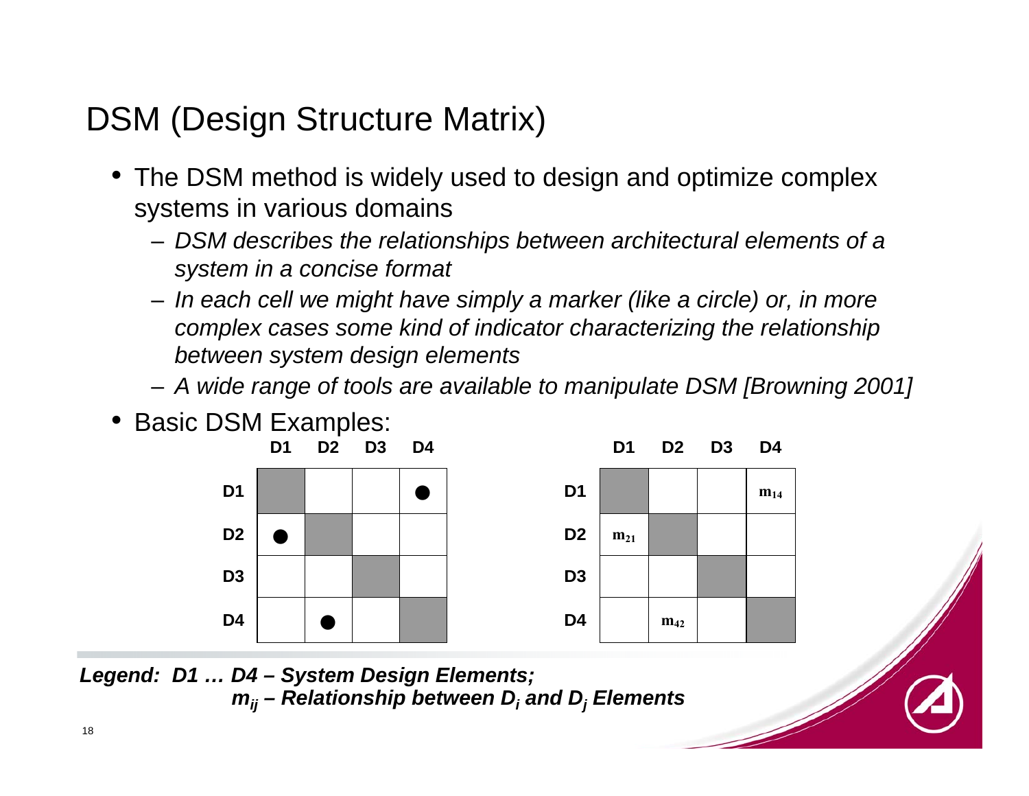# DSM (Design Structure Matrix)

- The DSM method is widely used to design and optimize complex systems in various domains
  - *DSM describes the relationships between architectural elements of a system in a concise format*
  - *In each cell we might have simply a marker (like a circle) or, in more complex cases some kind of indicator characterizing the relationship between system design elements*
  - *A wide range of tools are available to manipulate DSM [Browning 2001]*
- Basic DSM Examples:

| | D1 | D2 | D3 | D4 |
|---|---|---|---|---|
| **D1** | ■ | | | ● |
| **D2** | ● | ■ | | |
| **D3** | | | ■ | |
| **D4** | | ● | | ■ |

| | D1 | D2 | D3 | D4 |
|---|---|---|---|---|
| **D1** | ■ | | | $m_{14}$ |
| **D2** | $m_{21}$ | ■ | | |
| **D3** | | | ■ | |
| **D4** | | $m_{42}$ | | ■ |

***Legend: D1 … D4 – System Design Elements;***
***$m_{ij}$ – Relationship between $D_i$ and $D_j$ Elements***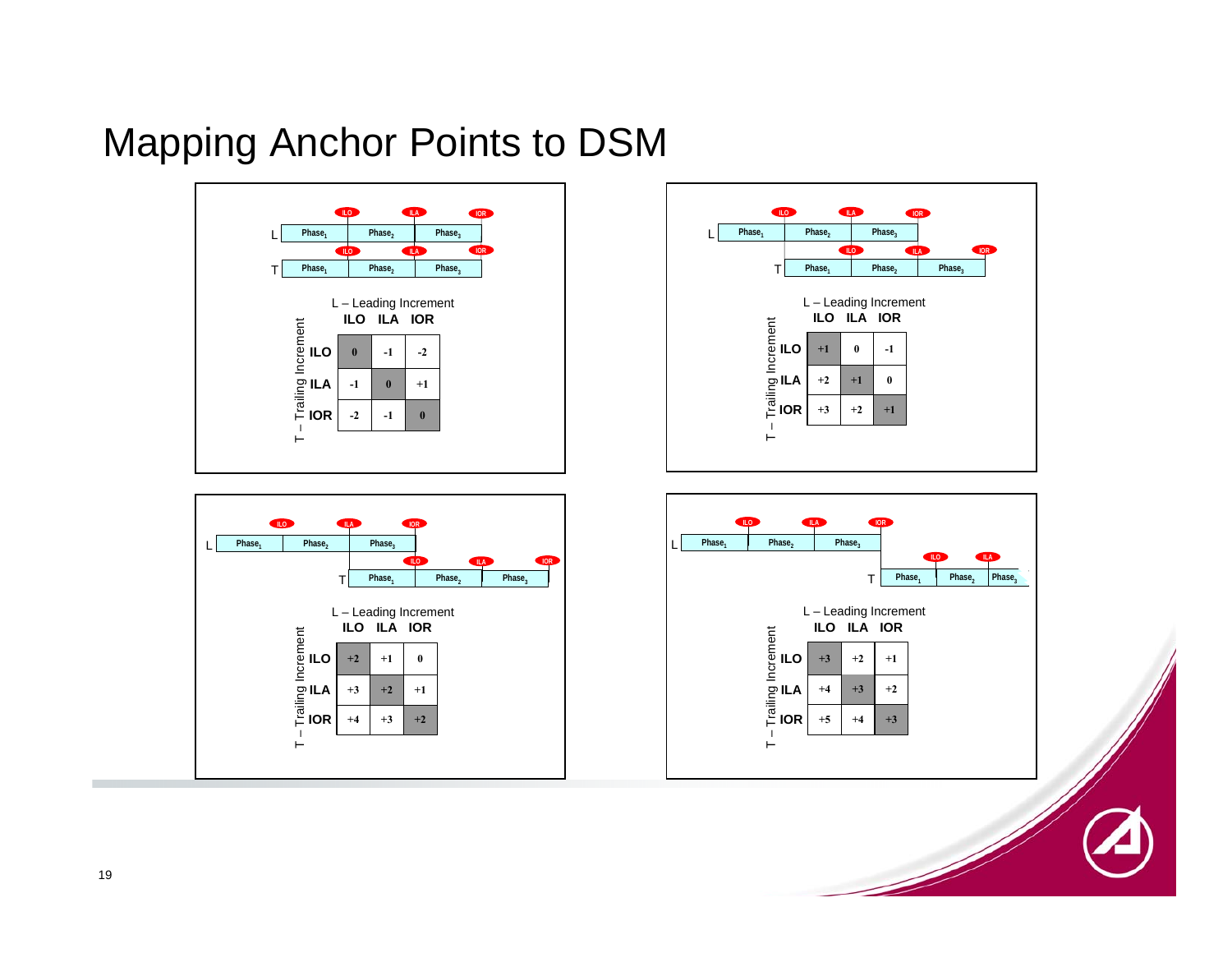# Mapping Anchor Points to DSM

**Case 1** — L: $Phase_1$, $Phase_2$, $Phase_3$ (ILO, ILA, IOR); T: $Phase_1$, $Phase_2$, $Phase_3$ (ILO, ILA, IOR)

L – Leading Increment / T – Trailing Increment

| | ILO | ILA | IOR |
|---|---|---|---|
| **ILO** | 0 | -1 | -2 |
| **ILA** | -1 | 0 | +1 |
| **IOR** | -2 | -1 | 0 |

**Case 2** — L: $Phase_1$, $Phase_2$, $Phase_3$ (ILO, ILA, IOR); T: $Phase_1$, $Phase_2$, $Phase_3$ (ILO, ILA, IOR)

L – Leading Increment / T – Trailing Increment

| | ILO | ILA | IOR |
|---|---|---|---|
| **ILO** | +1 | 0 | -1 |
| **ILA** | +2 | +1 | 0 |
| **IOR** | +3 | +2 | +1 |

**Case 3** — L: $Phase_1$, $Phase_2$, $Phase_3$ (ILO, ILA, IOR); T: $Phase_1$, $Phase_2$, $Phase_3$ (ILO, ILA, IOR)

L – Leading Increment / T – Trailing Increment

| | ILO | ILA | IOR |
|---|---|---|---|
| **ILO** | +2 | +1 | 0 |
| **ILA** | +3 | +2 | +1 |
| **IOR** | +4 | +3 | +2 |

**Case 4** — L: $Phase_1$, $Phase_2$, $Phase_3$ (ILO, ILA, IOR); T: $Phase_1$, $Phase_2$, $Phase_3$ (ILO, ILA)

L – Leading Increment / T – Trailing Increment

| | ILO | ILA | IOR |
|---|---|---|---|
| **ILO** | +3 | +2 | +1 |
| **ILA** | +4 | +3 | +2 |
| **IOR** | +5 | +4 | +3 |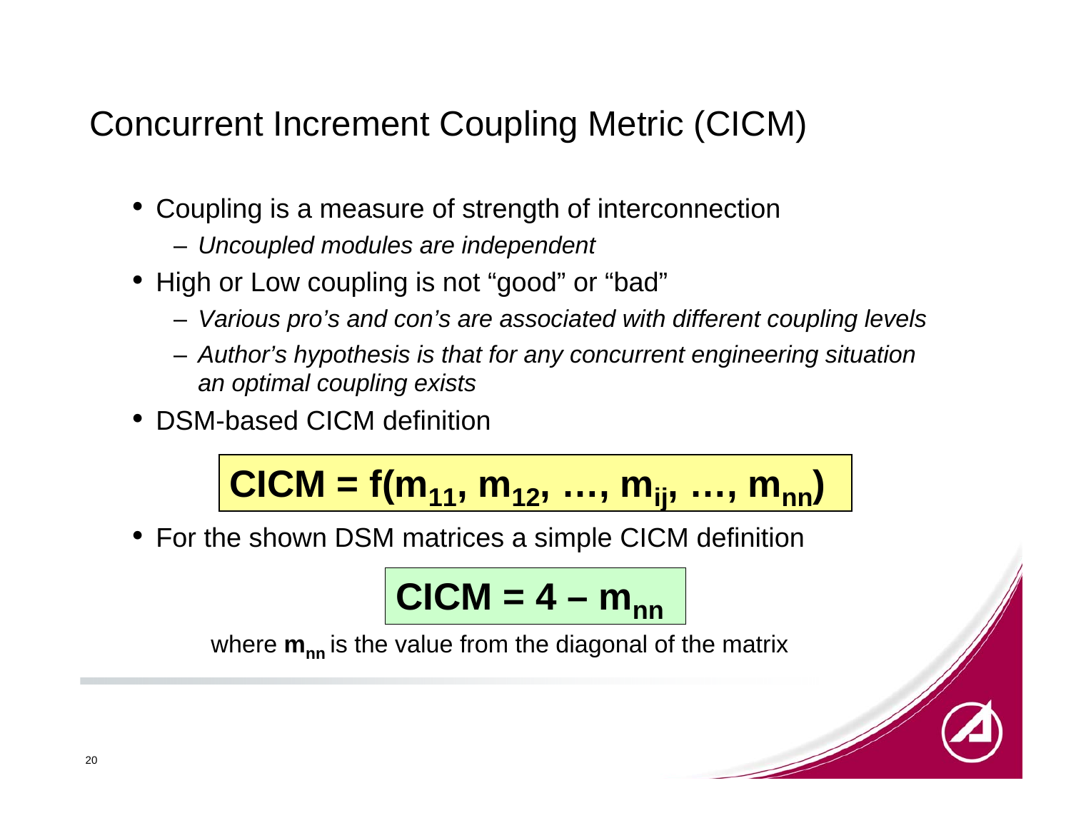# Concurrent Increment Coupling Metric (CICM)

- Coupling is a measure of strength of interconnection
  - *Uncoupled modules are independent*
- High or Low coupling is not "good" or "bad"
  - *Various pro's and con's are associated with different coupling levels*
  - *Author's hypothesis is that for any concurrent engineering situation an optimal coupling exists*
- DSM-based CICM definition

$$\mathbf{CICM = f(m_{11}, m_{12}, \ldots, m_{ij}, \ldots, m_{nn})}$$

- For the shown DSM matrices a simple CICM definition

$$\mathbf{CICM = 4 - m_{nn}}$$

where $\mathbf{m_{nn}}$ is the value from the diagonal of the matrix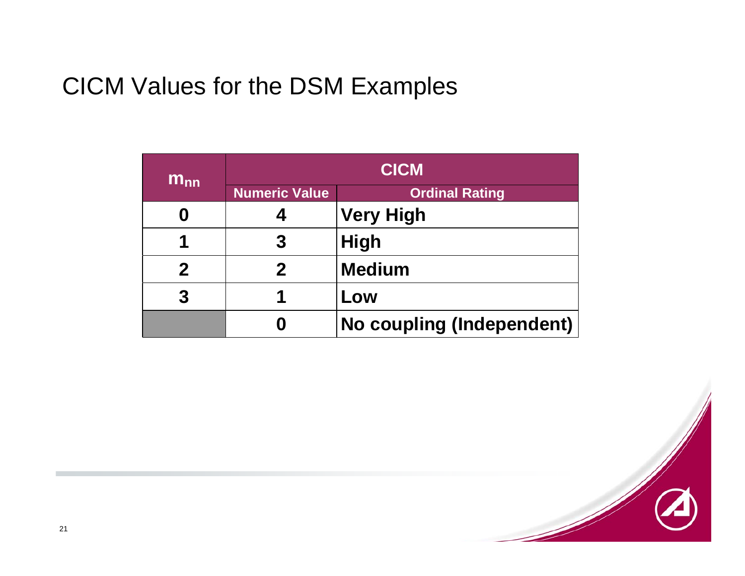# CICM Values for the DSM Examples

| $m_{nn}$ | CICM | |
|---|---|---|
| | Numeric Value | Ordinal Rating |
| 0 | 4 | Very High |
| 1 | 3 | High |
| 2 | 2 | Medium |
| 3 | 1 | Low |
| | 0 | No coupling (Independent) |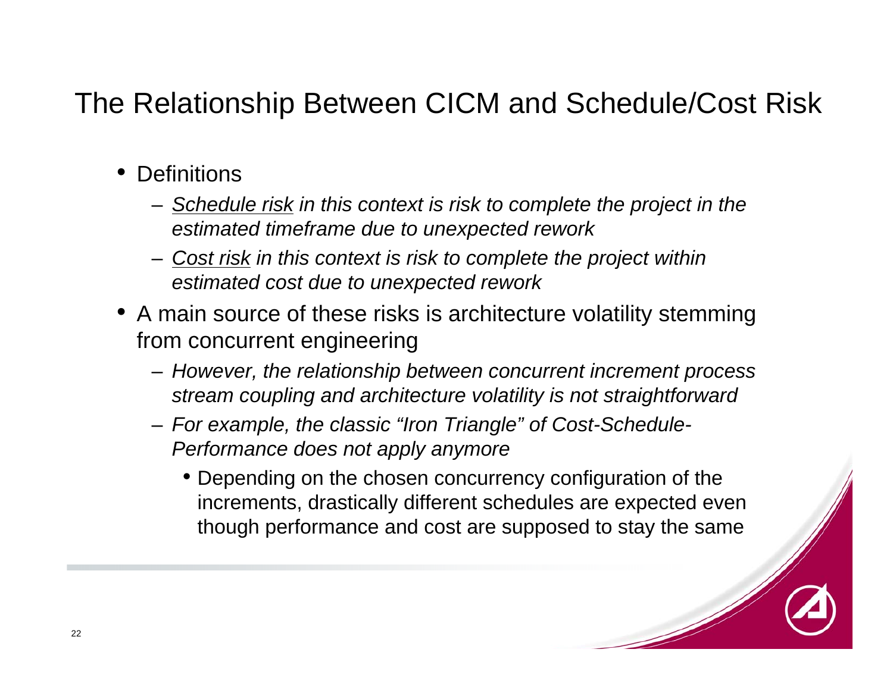# The Relationship Between CICM and Schedule/Cost Risk

- Definitions
  - *Schedule risk in this context is risk to complete the project in the estimated timeframe due to unexpected rework*
  - *Cost risk in this context is risk to complete the project within estimated cost due to unexpected rework*
- A main source of these risks is architecture volatility stemming from concurrent engineering
  - *However, the relationship between concurrent increment process stream coupling and architecture volatility is not straightforward*
  - *For example, the classic "Iron Triangle" of Cost-Schedule-Performance does not apply anymore*
    - Depending on the chosen concurrency configuration of the increments, drastically different schedules are expected even though performance and cost are supposed to stay the same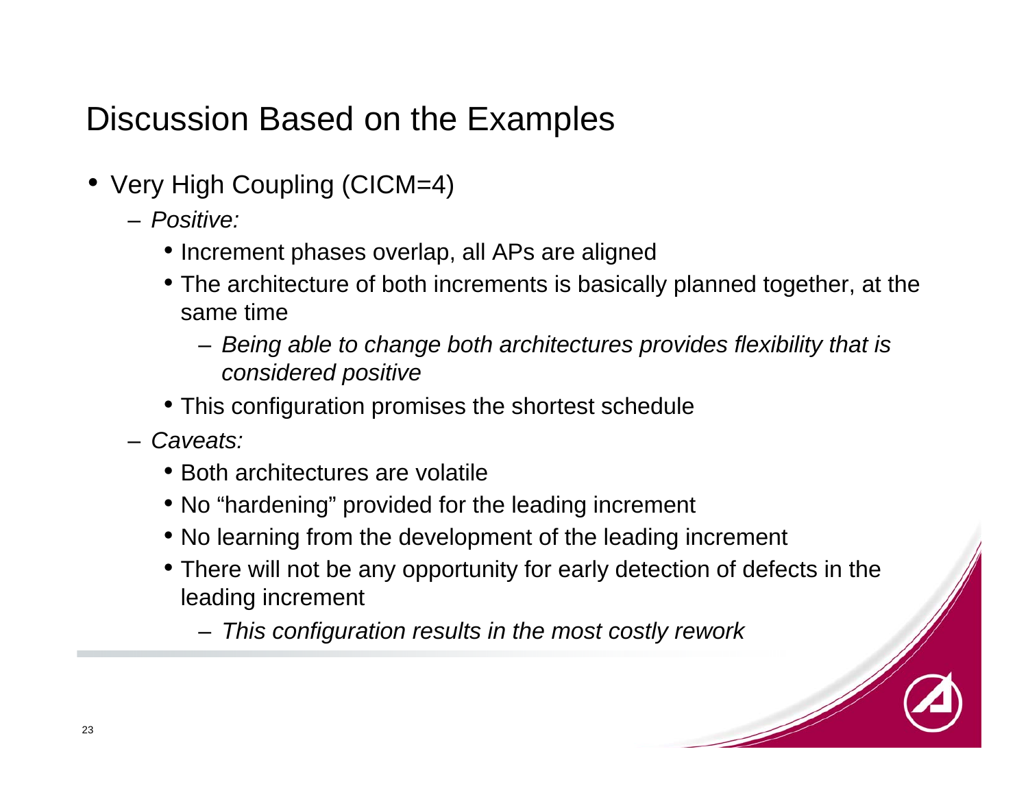# Discussion Based on the Examples

- Very High Coupling (CICM=4)
  - *Positive:*
    - Increment phases overlap, all APs are aligned
    - The architecture of both increments is basically planned together, at the same time
      - *Being able to change both architectures provides flexibility that is considered positive*
    - This configuration promises the shortest schedule
  - *Caveats:*
    - Both architectures are volatile
    - No "hardening" provided for the leading increment
    - No learning from the development of the leading increment
    - There will not be any opportunity for early detection of defects in the leading increment
      - *This configuration results in the most costly rework*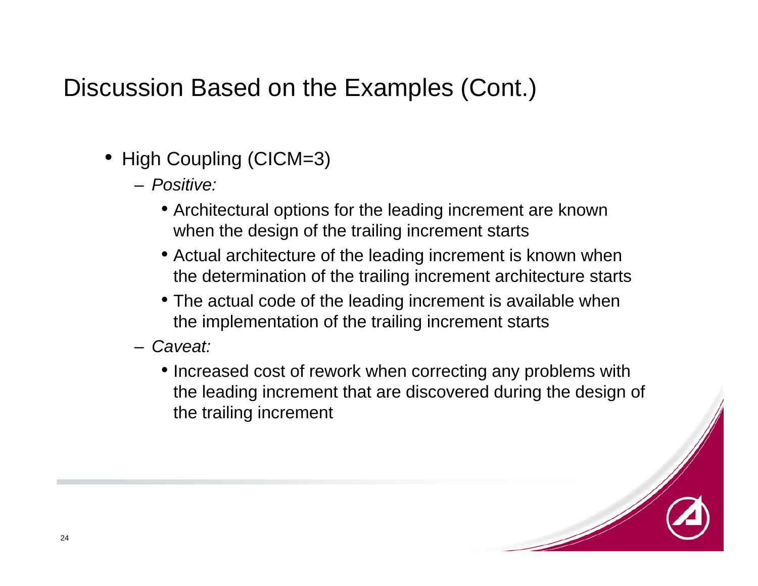# Discussion Based on the Examples (Cont.)

- High Coupling (CICM=3)
  - *Positive:*
    - Architectural options for the leading increment are known when the design of the trailing increment starts
    - Actual architecture of the leading increment is known when the determination of the trailing increment architecture starts
    - The actual code of the leading increment is available when the implementation of the trailing increment starts
  - *Caveat:*
    - Increased cost of rework when correcting any problems with the leading increment that are discovered during the design of the trailing increment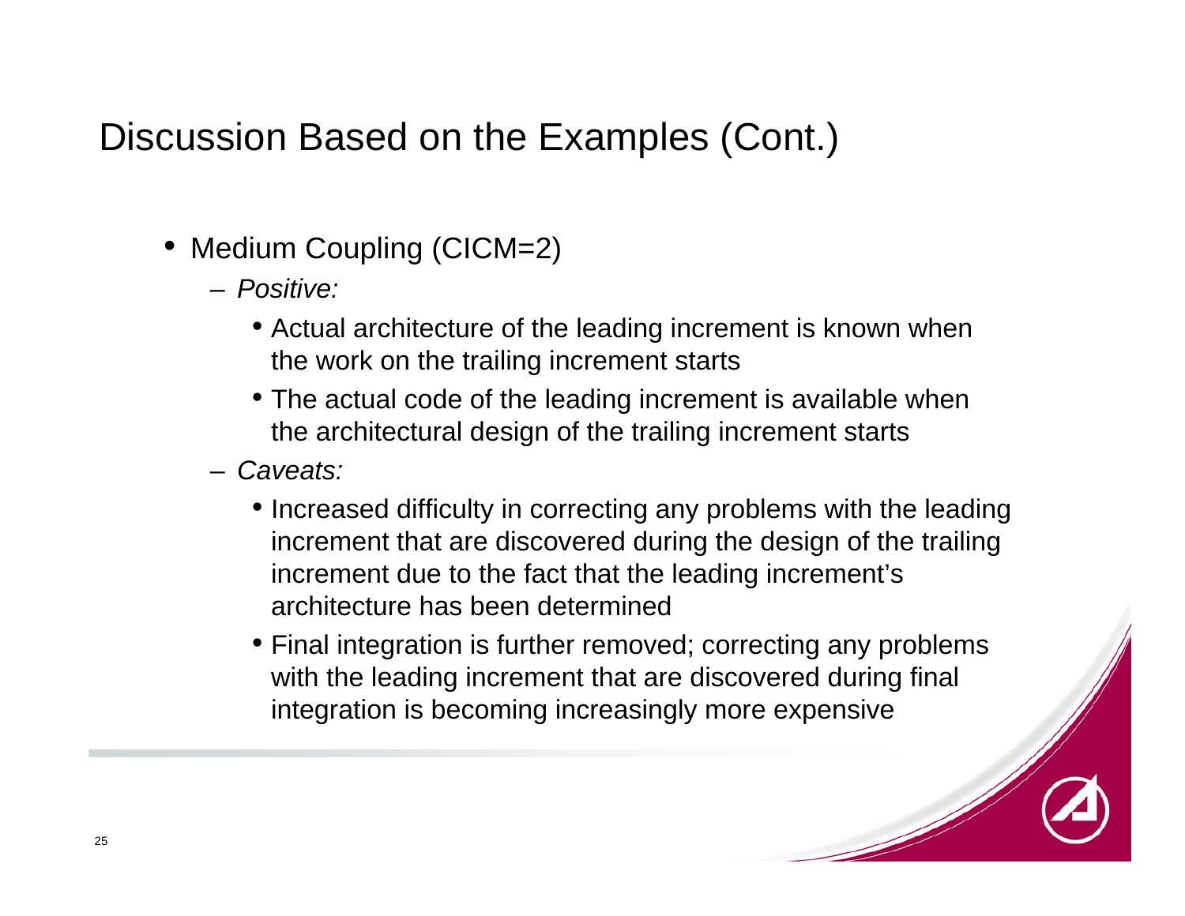# Discussion Based on the Examples (Cont.)

- Medium Coupling (CICM=2)
  - *Positive:*
    - Actual architecture of the leading increment is known when the work on the trailing increment starts
    - The actual code of the leading increment is available when the architectural design of the trailing increment starts
  - *Caveats:*
    - Increased difficulty in correcting any problems with the leading increment that are discovered during the design of the trailing increment due to the fact that the leading increment's architecture has been determined
    - Final integration is further removed; correcting any problems with the leading increment that are discovered during final integration is becoming increasingly more expensive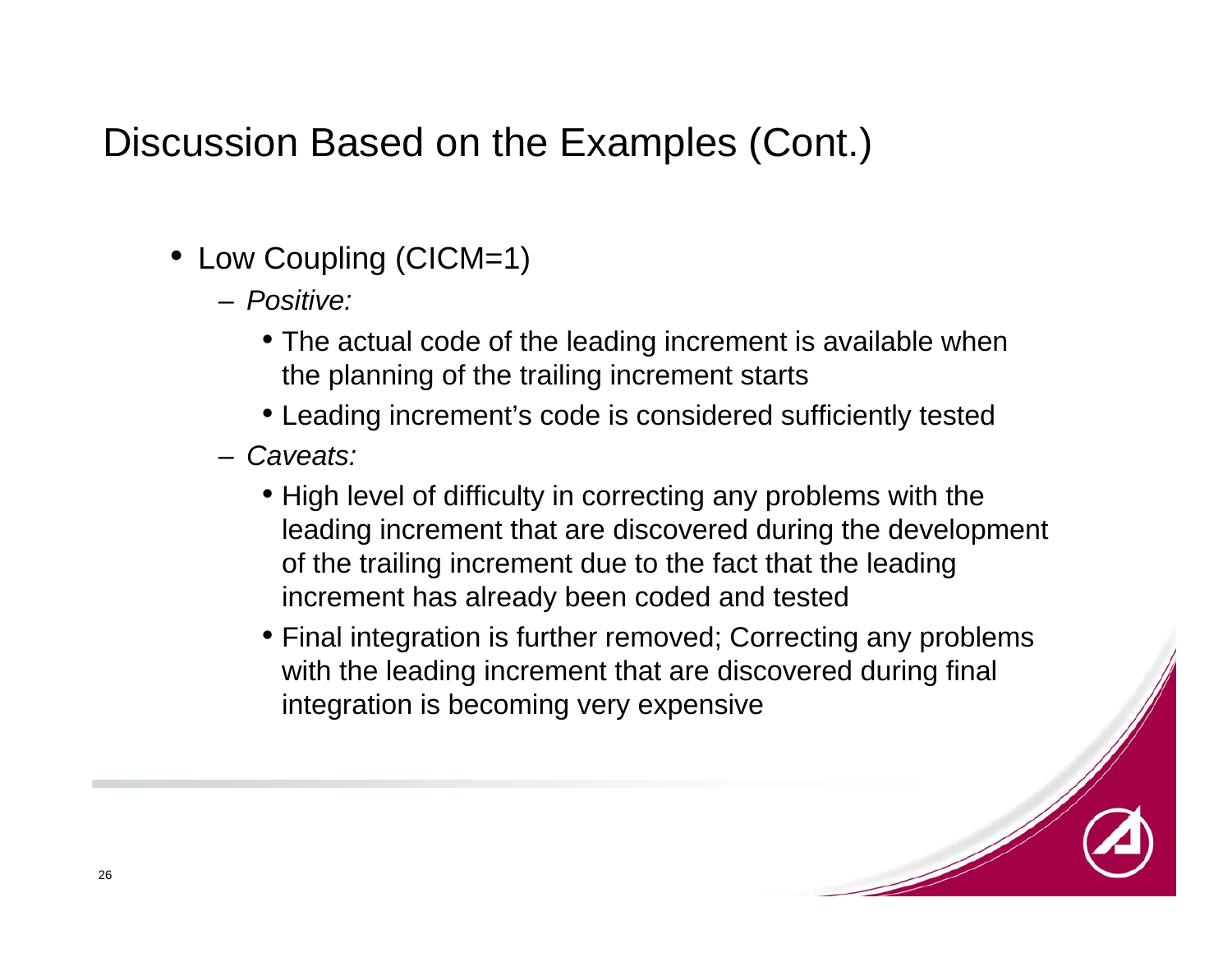# Discussion Based on the Examples (Cont.)

- Low Coupling (CICM=1)
  - *Positive:*
    - The actual code of the leading increment is available when the planning of the trailing increment starts
    - Leading increment's code is considered sufficiently tested
  - *Caveats:*
    - High level of difficulty in correcting any problems with the leading increment that are discovered during the development of the trailing increment due to the fact that the leading increment has already been coded and tested
    - Final integration is further removed; Correcting any problems with the leading increment that are discovered during final integration is becoming very expensive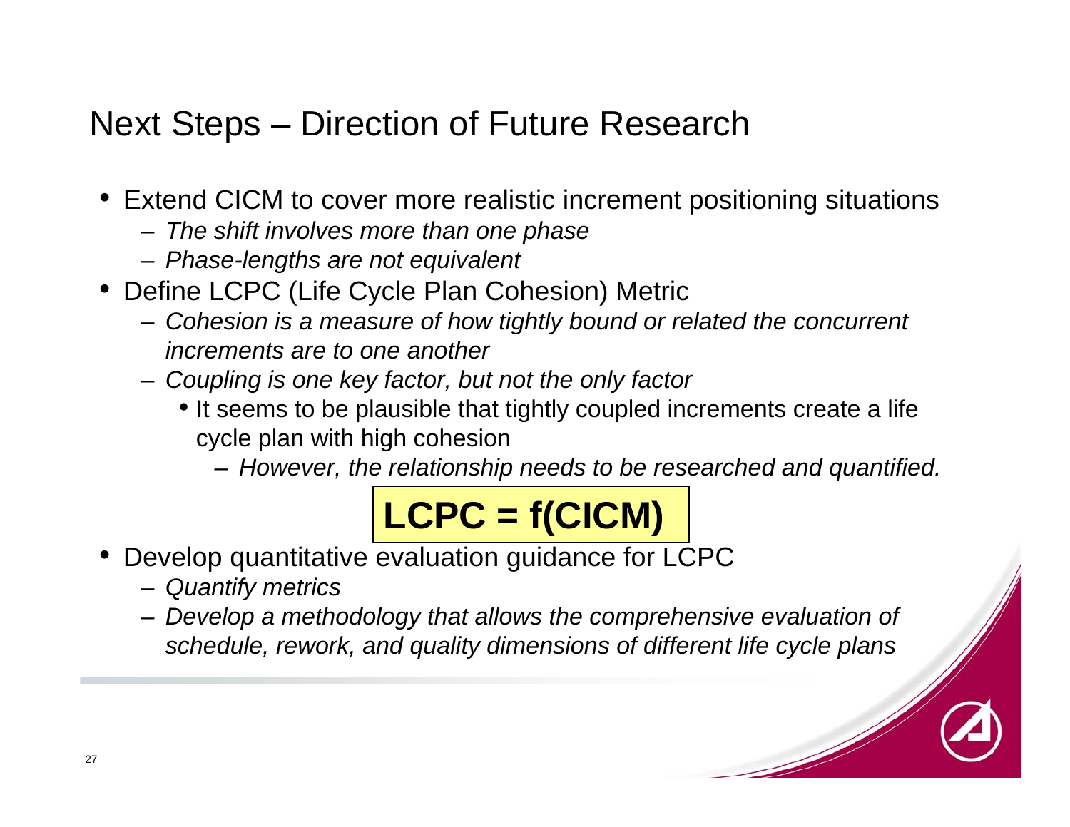# Next Steps – Direction of Future Research

- Extend CICM to cover more realistic increment positioning situations
  - *The shift involves more than one phase*
  - *Phase-lengths are not equivalent*
- Define LCPC (Life Cycle Plan Cohesion) Metric
  - *Cohesion is a measure of how tightly bound or related the concurrent increments are to one another*
  - *Coupling is one key factor, but not the only factor*
    - It seems to be plausible that tightly coupled increments create a life cycle plan with high cohesion
      - *However, the relationship needs to be researched and quantified.*

**LCPC = f(CICM)**

- Develop quantitative evaluation guidance for LCPC
  - *Quantify metrics*
  - *Develop a methodology that allows the comprehensive evaluation of schedule, rework, and quality dimensions of different life cycle plans*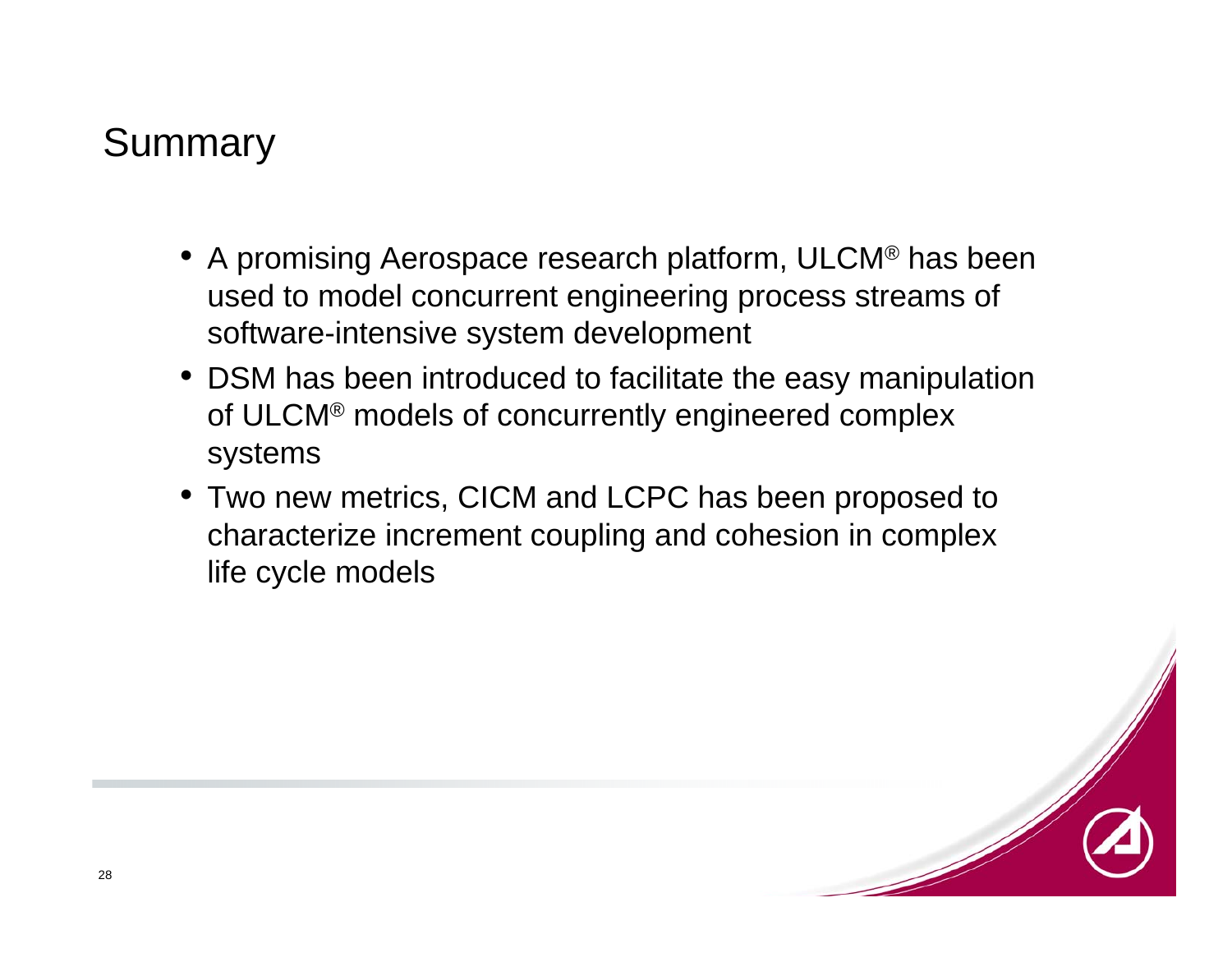# Summary

- A promising Aerospace research platform, ULCM® has been used to model concurrent engineering process streams of software-intensive system development
- DSM has been introduced to facilitate the easy manipulation of ULCM® models of concurrently engineered complex systems
- Two new metrics, CICM and LCPC has been proposed to characterize increment coupling and cohesion in complex life cycle models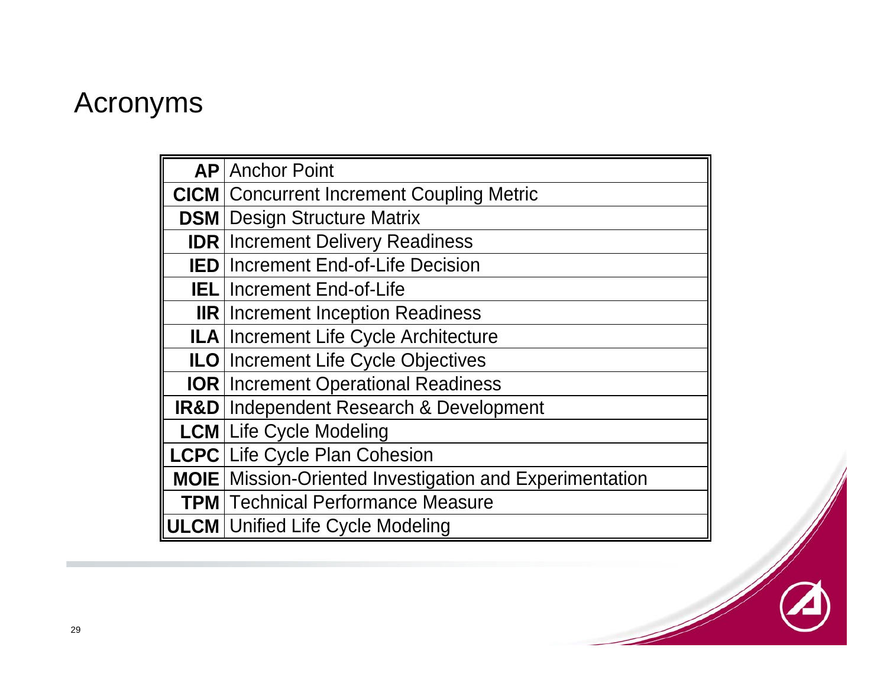# Acronyms

| | |
|---|---|
| **AP** | Anchor Point |
| **CICM** | Concurrent Increment Coupling Metric |
| **DSM** | Design Structure Matrix |
| **IDR** | Increment Delivery Readiness |
| **IED** | Increment End-of-Life Decision |
| **IEL** | Increment End-of-Life |
| **IIR** | Increment Inception Readiness |
| **ILA** | Increment Life Cycle Architecture |
| **ILO** | Increment Life Cycle Objectives |
| **IOR** | Increment Operational Readiness |
| **IR&D** | Independent Research & Development |
| **LCM** | Life Cycle Modeling |
| **LCPC** | Life Cycle Plan Cohesion |
| **MOIE** | Mission-Oriented Investigation and Experimentation |
| **TPM** | Technical Performance Measure |
| **ULCM** | Unified Life Cycle Modeling |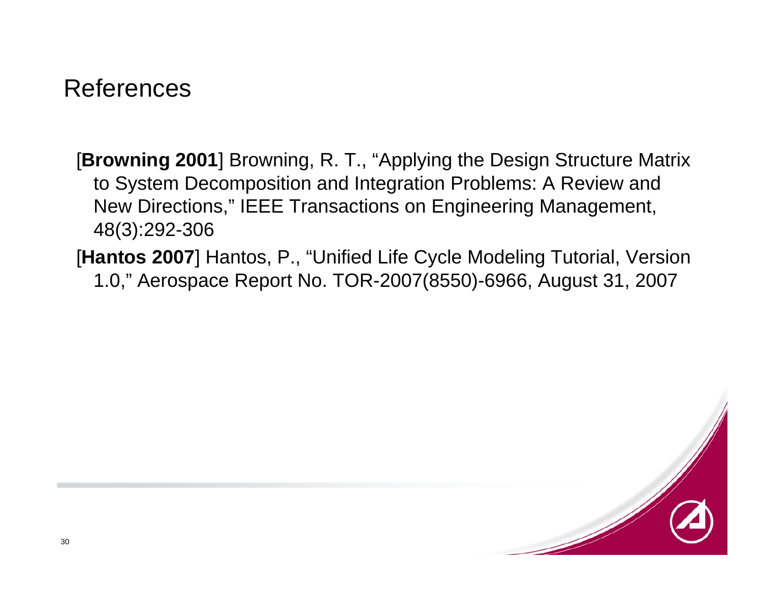# References

[**Browning 2001**] Browning, R. T., “Applying the Design Structure Matrix to System Decomposition and Integration Problems: A Review and New Directions,” IEEE Transactions on Engineering Management, 48(3):292-306

[**Hantos 2007**] Hantos, P., “Unified Life Cycle Modeling Tutorial, Version 1.0,” Aerospace Report No. TOR-2007(8550)-6966, August 31, 2007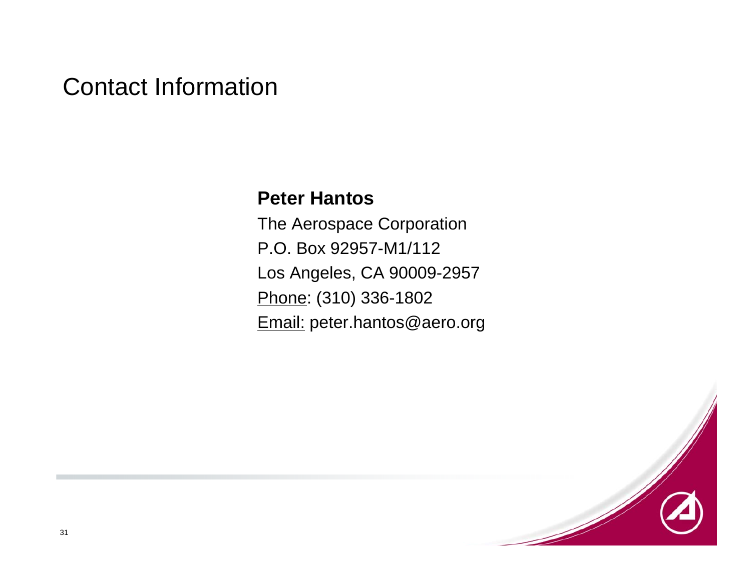# Contact Information

**Peter Hantos**

The Aerospace Corporation

P.O. Box 92957-M1/112

Los Angeles, CA 90009-2957

Phone: (310) 336-1802

Email: peter.hantos@aero.org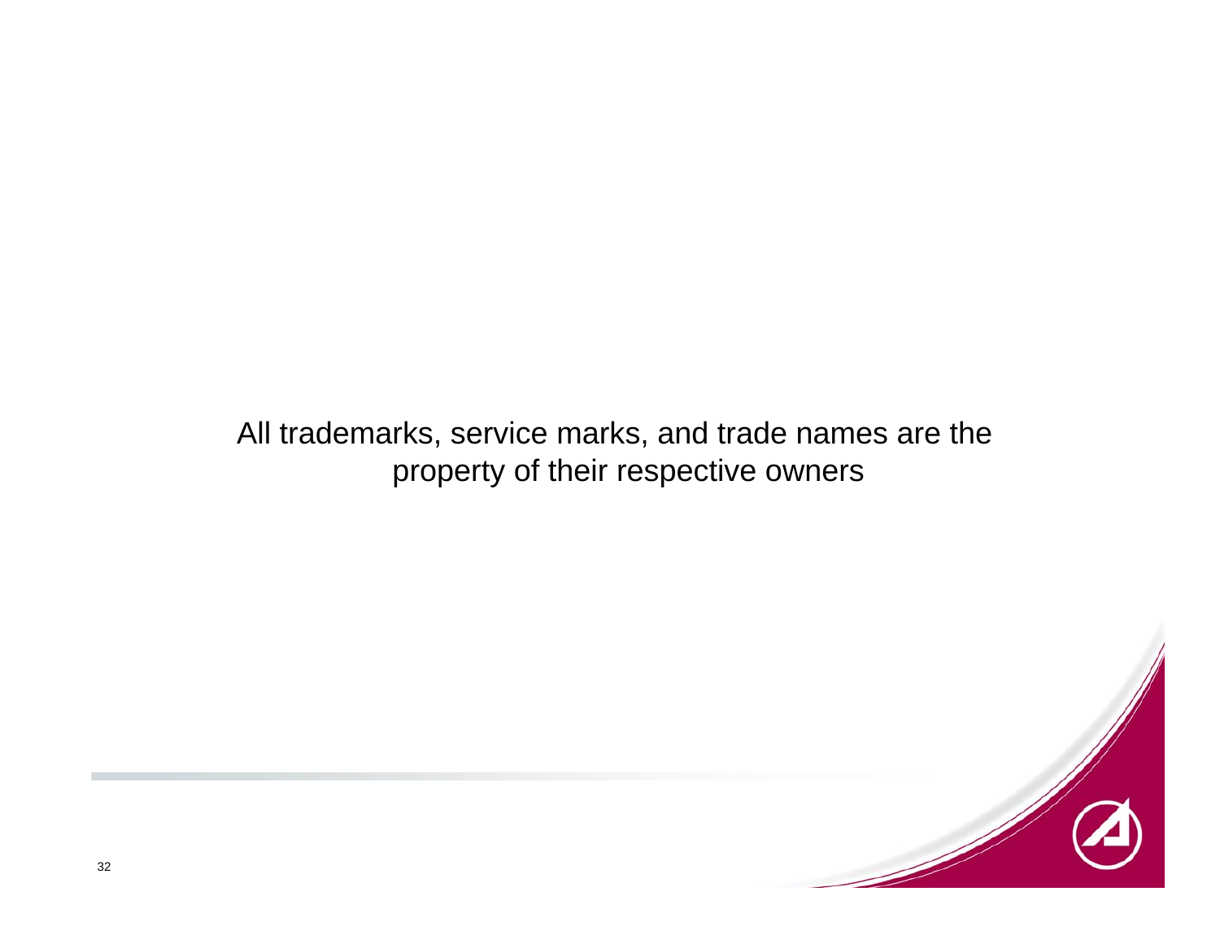All trademarks, service marks, and trade names are the property of their respective owners